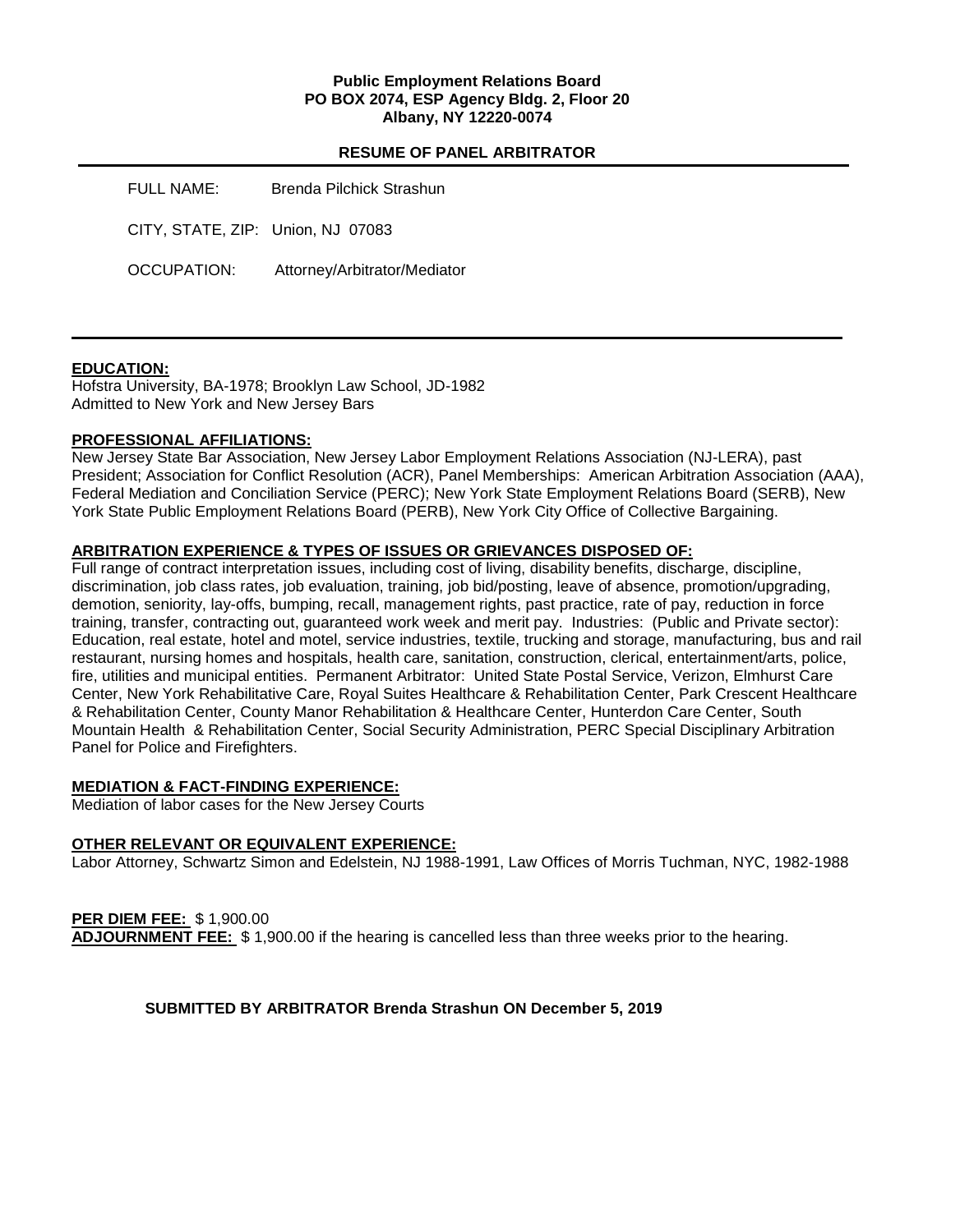**Public Employment Relations Board**
**PO BOX 2074, ESP Agency Bldg. 2, Floor 20**
**Albany, NY 12220-0074**

## RESUME OF PANEL ARBITRATOR

FULL NAME: Brenda Pilchick Strashun

CITY, STATE, ZIP: Union, NJ 07083

OCCUPATION: Attorney/Arbitrator/Mediator

---

**EDUCATION:**

Hofstra University, BA-1978; Brooklyn Law School, JD-1982
Admitted to New York and New Jersey Bars

**PROFESSIONAL AFFILIATIONS:**

New Jersey State Bar Association, New Jersey Labor Employment Relations Association (NJ-LERA), past President; Association for Conflict Resolution (ACR), Panel Memberships: American Arbitration Association (AAA), Federal Mediation and Conciliation Service (PERC); New York State Employment Relations Board (SERB), New York State Public Employment Relations Board (PERB), New York City Office of Collective Bargaining.

**ARBITRATION EXPERIENCE & TYPES OF ISSUES OR GRIEVANCES DISPOSED OF:**

Full range of contract interpretation issues, including cost of living, disability benefits, discharge, discipline, discrimination, job class rates, job evaluation, training, job bid/posting, leave of absence, promotion/upgrading, demotion, seniority, lay-offs, bumping, recall, management rights, past practice, rate of pay, reduction in force training, transfer, contracting out, guaranteed work week and merit pay. Industries: (Public and Private sector): Education, real estate, hotel and motel, service industries, textile, trucking and storage, manufacturing, bus and rail restaurant, nursing homes and hospitals, health care, sanitation, construction, clerical, entertainment/arts, police, fire, utilities and municipal entities. Permanent Arbitrator: United State Postal Service, Verizon, Elmhurst Care Center, New York Rehabilitative Care, Royal Suites Healthcare & Rehabilitation Center, Park Crescent Healthcare & Rehabilitation Center, County Manor Rehabilitation & Healthcare Center, Hunterdon Care Center, South Mountain Health & Rehabilitation Center, Social Security Administration, PERC Special Disciplinary Arbitration Panel for Police and Firefighters.

**MEDIATION & FACT-FINDING EXPERIENCE:**

Mediation of labor cases for the New Jersey Courts

**OTHER RELEVANT OR EQUIVALENT EXPERIENCE:**

Labor Attorney, Schwartz Simon and Edelstein, NJ 1988-1991, Law Offices of Morris Tuchman, NYC, 1982-1988

**PER DIEM FEE:** $ 1,900.00
**ADJOURNMENT FEE:** $ 1,900.00 if the hearing is cancelled less than three weeks prior to the hearing.

**SUBMITTED BY ARBITRATOR Brenda Strashun ON December 5, 2019**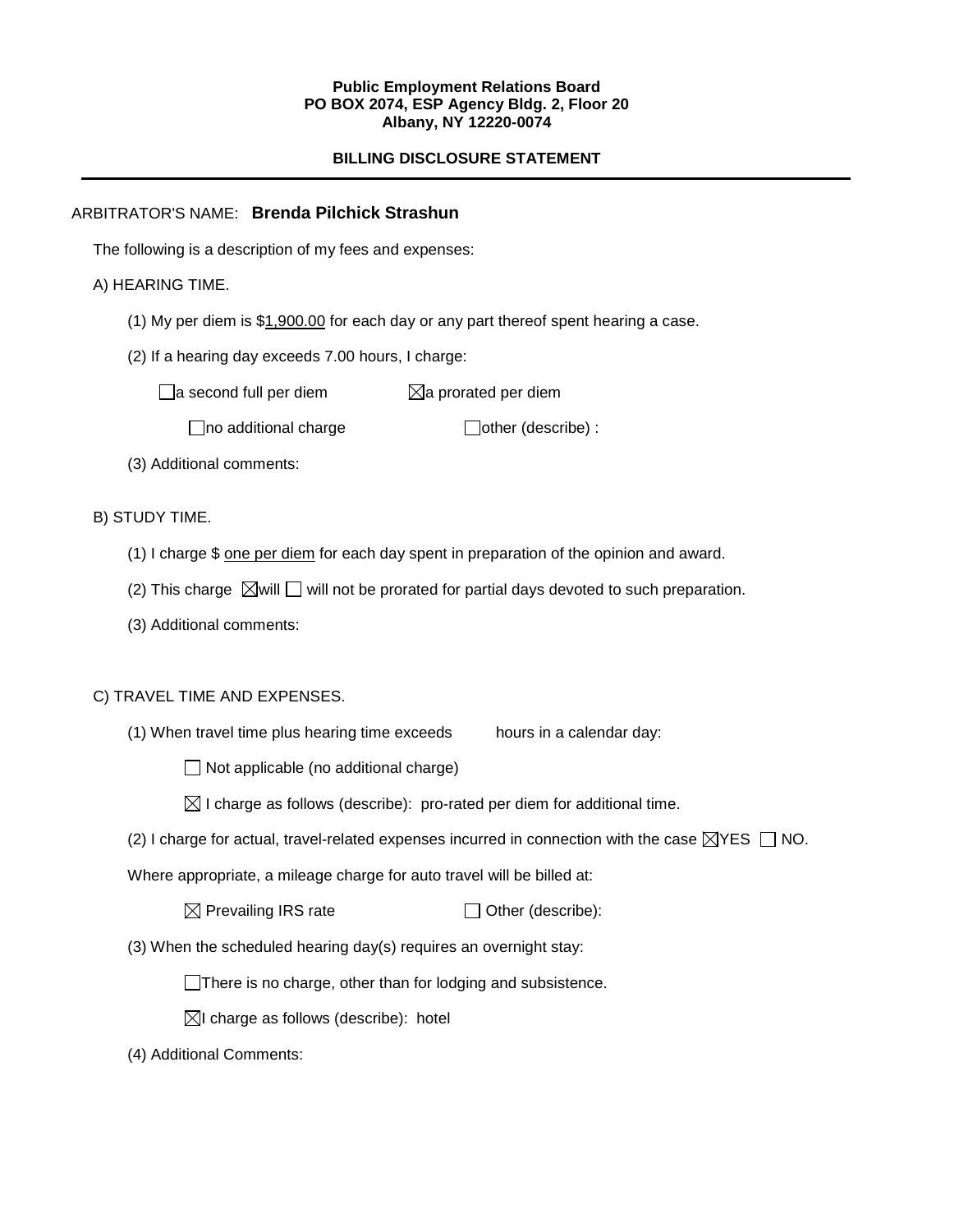**Public Employment Relations Board**
**PO BOX 2074, ESP Agency Bldg. 2, Floor 20**
**Albany, NY 12220-0074**

**BILLING DISCLOSURE STATEMENT**

---

ARBITRATOR'S NAME: **Brenda Pilchick Strashun**

The following is a description of my fees and expenses:

A) HEARING TIME.

(1) My per diem is $1,900.00 for each day or any part thereof spent hearing a case.

(2) If a hearing day exceeds 7.00 hours, I charge:

☐ a second full per diem ☒ a prorated per diem

☐ no additional charge ☐ other (describe) :

(3) Additional comments:

B) STUDY TIME.

(1) I charge $ one per diem for each day spent in preparation of the opinion and award.

(2) This charge ☒ will ☐ will not be prorated for partial days devoted to such preparation.

(3) Additional comments:

C) TRAVEL TIME AND EXPENSES.

(1) When travel time plus hearing time exceeds hours in a calendar day:

☐ Not applicable (no additional charge)

☒ I charge as follows (describe): pro-rated per diem for additional time.

(2) I charge for actual, travel-related expenses incurred in connection with the case ☒ YES ☐ NO.

Where appropriate, a mileage charge for auto travel will be billed at:

☒ Prevailing IRS rate ☐ Other (describe):

(3) When the scheduled hearing day(s) requires an overnight stay:

☐ There is no charge, other than for lodging and subsistence.

☒ I charge as follows (describe): hotel

(4) Additional Comments: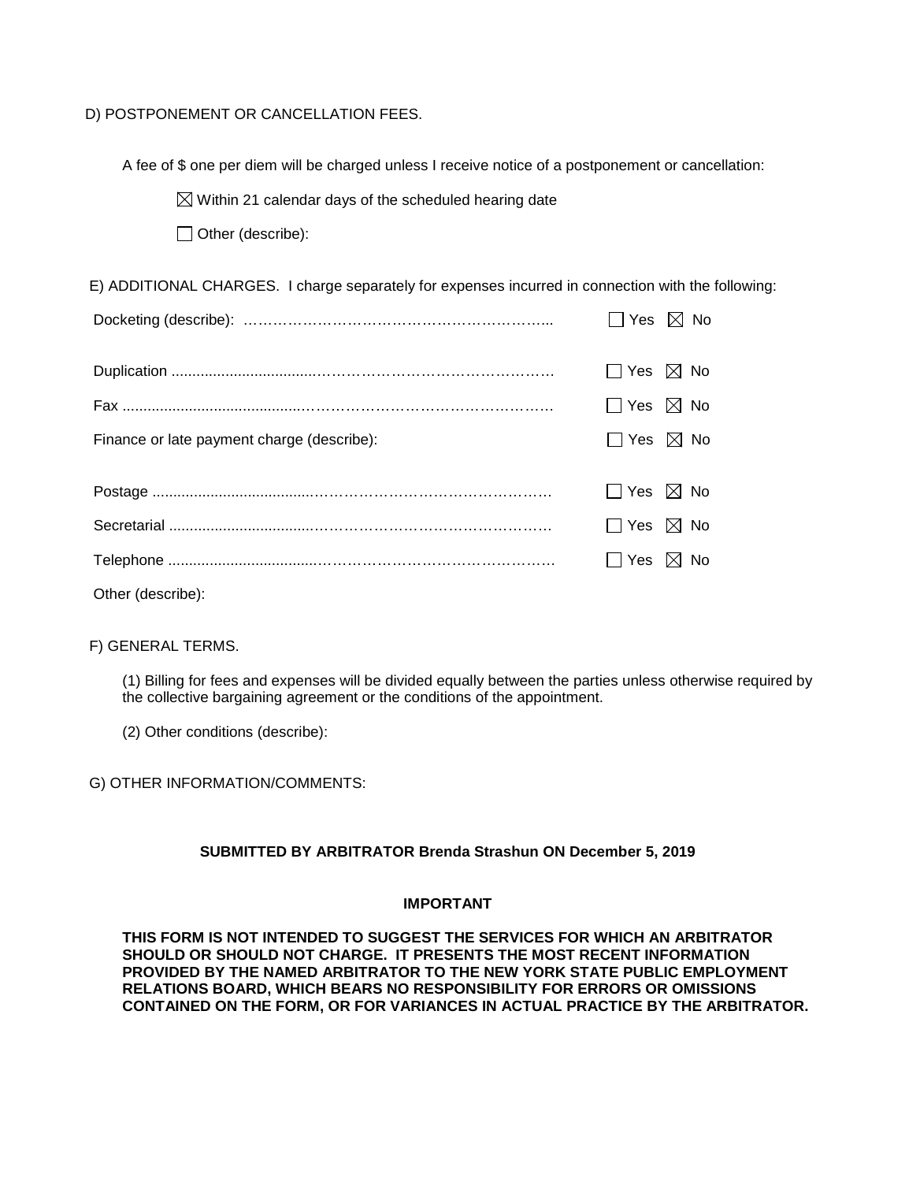D) POSTPONEMENT OR CANCELLATION FEES.

A fee of $ one per diem will be charged unless I receive notice of a postponement or cancellation:

☒ Within 21 calendar days of the scheduled hearing date

☐ Other (describe):

E) ADDITIONAL CHARGES. I charge separately for expenses incurred in connection with the following:

| | |
|---|---|
| Docketing (describe): ………………………………………………………... | ☐ Yes ☒ No |
| Duplication ..................................………………………………………… | ☐ Yes ☒ No |
| Fax ..........................................…………………………………………… | ☐ Yes ☒ No |
| Finance or late payment charge (describe): | ☐ Yes ☒ No |
| Postage .....................................………………………………………… | ☐ Yes ☒ No |
| Secretarial .................................………………………………………… | ☐ Yes ☒ No |
| Telephone ..................................………………………………………… | ☐ Yes ☒ No |

Other (describe):

F) GENERAL TERMS.

(1) Billing for fees and expenses will be divided equally between the parties unless otherwise required by the collective bargaining agreement or the conditions of the appointment.

(2) Other conditions (describe):

G) OTHER INFORMATION/COMMENTS:

**SUBMITTED BY ARBITRATOR Brenda Strashun ON December 5, 2019**

**IMPORTANT**

**THIS FORM IS NOT INTENDED TO SUGGEST THE SERVICES FOR WHICH AN ARBITRATOR SHOULD OR SHOULD NOT CHARGE. IT PRESENTS THE MOST RECENT INFORMATION PROVIDED BY THE NAMED ARBITRATOR TO THE NEW YORK STATE PUBLIC EMPLOYMENT RELATIONS BOARD, WHICH BEARS NO RESPONSIBILITY FOR ERRORS OR OMISSIONS CONTAINED ON THE FORM, OR FOR VARIANCES IN ACTUAL PRACTICE BY THE ARBITRATOR.**